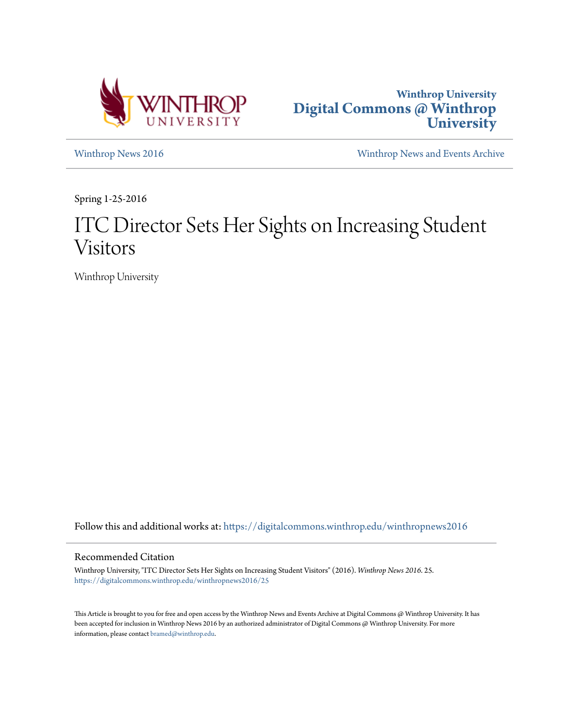Winthrop University
**Digital Commons @ Winthrop University**

Winthrop News 2016 | Winthrop News and Events Archive

Spring 1-25-2016

# ITC Director Sets Her Sights on Increasing Student Visitors

Winthrop University

Follow this and additional works at: https://digitalcommons.winthrop.edu/winthropnews2016

## Recommended Citation

Winthrop University, "ITC Director Sets Her Sights on Increasing Student Visitors" (2016). *Winthrop News 2016*. 25.
https://digitalcommons.winthrop.edu/winthropnews2016/25

This Article is brought to you for free and open access by the Winthrop News and Events Archive at Digital Commons @ Winthrop University. It has been accepted for inclusion in Winthrop News 2016 by an authorized administrator of Digital Commons @ Winthrop University. For more information, please contact bramed@winthrop.edu.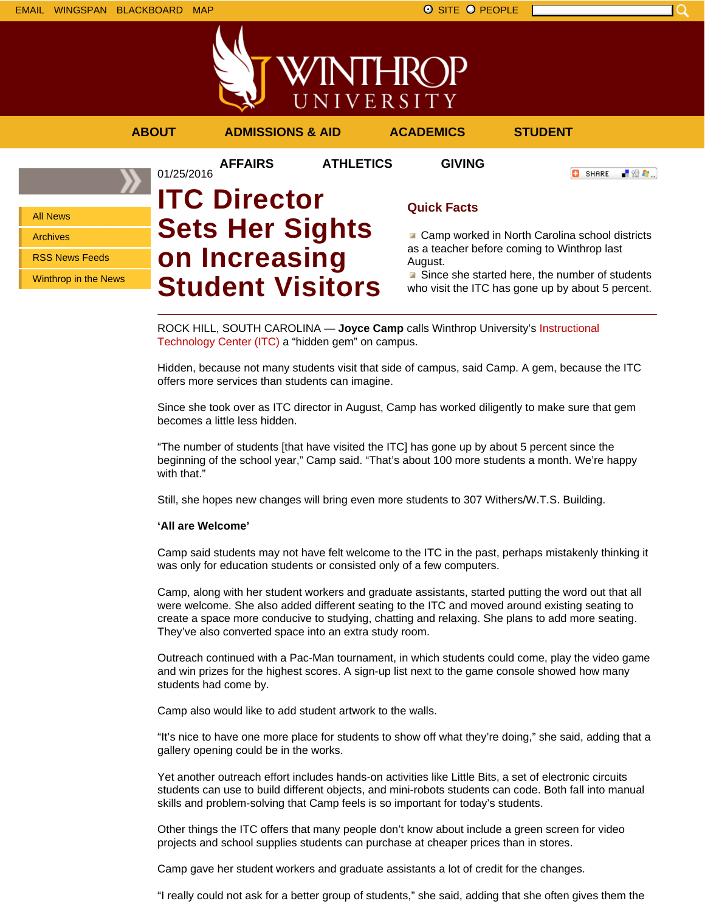EMAIL WINGSPAN BLACKBOARD MAP

SITE PEOPLE

ABOUT ADMISSIONS & AID ACADEMICS STUDENT AFFAIRS ATHLETICS GIVING

- All News
- Archives
- RSS News Feeds
- Winthrop in the News

01/25/2016

# ITC Director Sets Her Sights on Increasing Student Visitors

## Quick Facts

- Camp worked in North Carolina school districts as a teacher before coming to Winthrop last August.
- Since she started here, the number of students who visit the ITC has gone up by about 5 percent.

---

ROCK HILL, SOUTH CAROLINA — **Joyce Camp** calls Winthrop University's Instructional Technology Center (ITC) a "hidden gem" on campus.

Hidden, because not many students visit that side of campus, said Camp. A gem, because the ITC offers more services than students can imagine.

Since she took over as ITC director in August, Camp has worked diligently to make sure that gem becomes a little less hidden.

"The number of students [that have visited the ITC] has gone up by about 5 percent since the beginning of the school year," Camp said. "That's about 100 more students a month. We're happy with that."

Still, she hopes new changes will bring even more students to 307 Withers/W.T.S. Building.

**'All are Welcome'**

Camp said students may not have felt welcome to the ITC in the past, perhaps mistakenly thinking it was only for education students or consisted only of a few computers.

Camp, along with her student workers and graduate assistants, started putting the word out that all were welcome. She also added different seating to the ITC and moved around existing seating to create a space more conducive to studying, chatting and relaxing. She plans to add more seating. They've also converted space into an extra study room.

Outreach continued with a Pac-Man tournament, in which students could come, play the video game and win prizes for the highest scores. A sign-up list next to the game console showed how many students had come by.

Camp also would like to add student artwork to the walls.

"It's nice to have one more place for students to show off what they're doing," she said, adding that a gallery opening could be in the works.

Yet another outreach effort includes hands-on activities like Little Bits, a set of electronic circuits students can use to build different objects, and mini-robots students can code. Both fall into manual skills and problem-solving that Camp feels is so important for today's students.

Other things the ITC offers that many people don't know about include a green screen for video projects and school supplies students can purchase at cheaper prices than in stores.

Camp gave her student workers and graduate assistants a lot of credit for the changes.

"I really could not ask for a better group of students," she said, adding that she often gives them the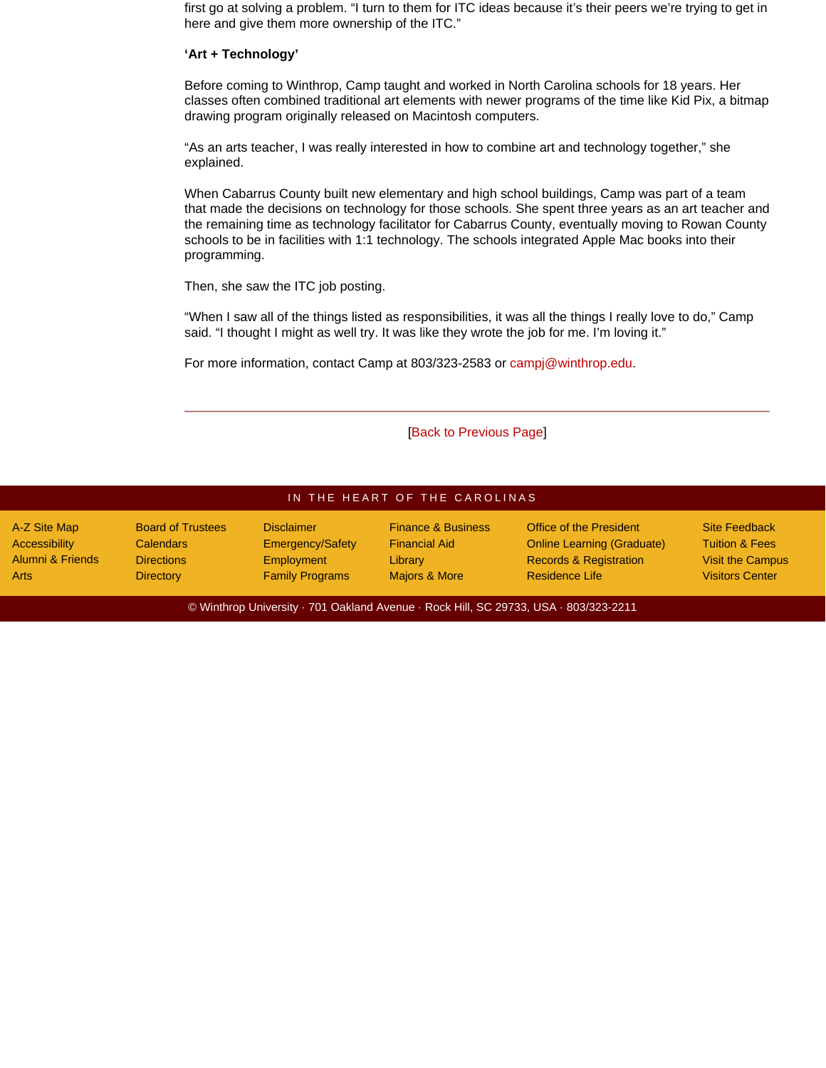first go at solving a problem. "I turn to them for ITC ideas because it's their peers we're trying to get in here and give them more ownership of the ITC."

**'Art + Technology'**

Before coming to Winthrop, Camp taught and worked in North Carolina schools for 18 years. Her classes often combined traditional art elements with newer programs of the time like Kid Pix, a bitmap drawing program originally released on Macintosh computers.

"As an arts teacher, I was really interested in how to combine art and technology together," she explained.

When Cabarrus County built new elementary and high school buildings, Camp was part of a team that made the decisions on technology for those schools. She spent three years as an art teacher and the remaining time as technology facilitator for Cabarrus County, eventually moving to Rowan County schools to be in facilities with 1:1 technology. The schools integrated Apple Mac books into their programming.

Then, she saw the ITC job posting.

"When I saw all of the things listed as responsibilities, it was all the things I really love to do," Camp said. "I thought I might as well try. It was like they wrote the job for me. I'm loving it."

For more information, contact Camp at 803/323-2583 or campj@winthrop.edu.

---

[Back to Previous Page]

IN THE HEART OF THE CAROLINAS

A-Z Site Map
Accessibility
Alumni & Friends
Arts
Board of Trustees
Calendars
Directions
Directory
Disclaimer
Emergency/Safety
Employment
Family Programs
Finance & Business
Financial Aid
Library
Majors & More
Office of the President
Online Learning (Graduate)
Records & Registration
Residence Life
Site Feedback
Tuition & Fees
Visit the Campus
Visitors Center

© Winthrop University · 701 Oakland Avenue · Rock Hill, SC 29733, USA · 803/323-2211